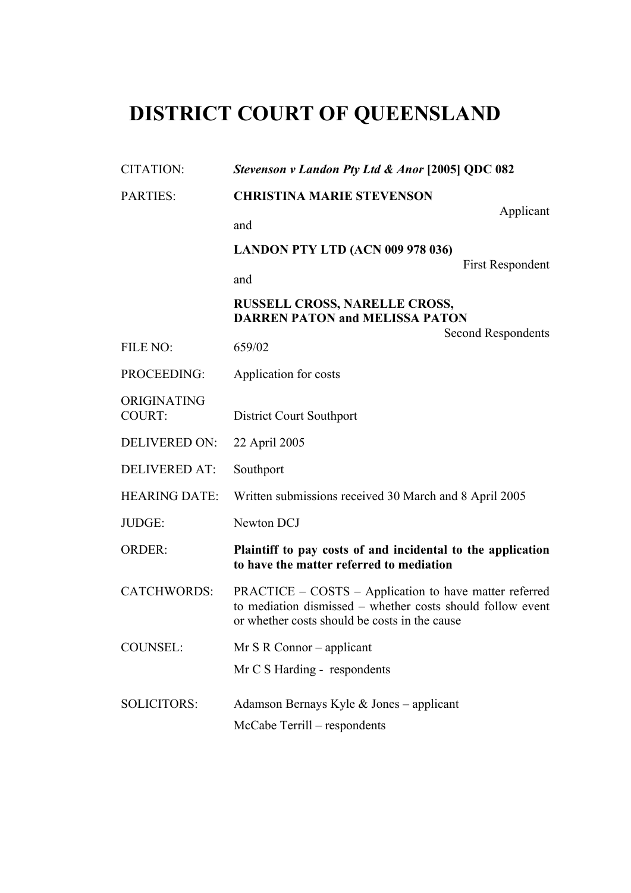# DISTRICT COURT OF QUEENSLAND

| | |
|---|---|
| CITATION: | ***Stevenson v Landon Pty Ltd & Anor* [2005] QDC 082** |
| PARTIES: | **CHRISTINA MARIE STEVENSON**<br>Applicant<br>and<br>**LANDON PTY LTD (ACN 009 978 036)**<br>First Respondent<br>and<br>**RUSSELL CROSS, NARELLE CROSS, DARREN PATON and MELISSA PATON**<br>Second Respondents |
| FILE NO: | 659/02 |
| PROCEEDING: | Application for costs |
| ORIGINATING COURT: | District Court Southport |
| DELIVERED ON: | 22 April 2005 |
| DELIVERED AT: | Southport |
| HEARING DATE: | Written submissions received 30 March and 8 April 2005 |
| JUDGE: | Newton DCJ |
| ORDER: | **Plaintiff to pay costs of and incidental to the application to have the matter referred to mediation** |
| CATCHWORDS: | PRACTICE – COSTS – Application to have matter referred to mediation dismissed – whether costs should follow event or whether costs should be costs in the cause |
| COUNSEL: | Mr S R Connor – applicant<br>Mr C S Harding - respondents |
| SOLICITORS: | Adamson Bernays Kyle & Jones – applicant<br>McCabe Terrill – respondents |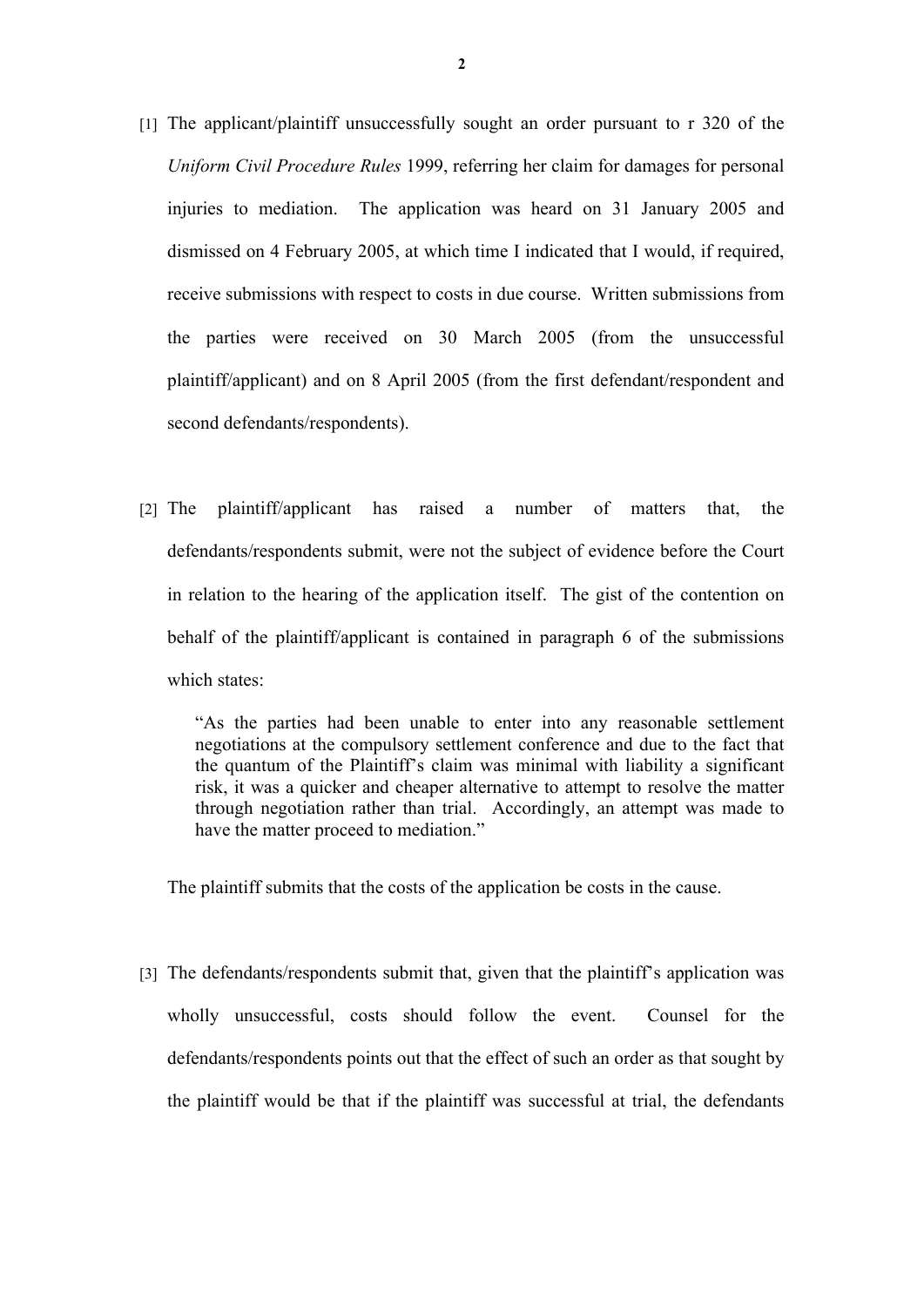[1] The applicant/plaintiff unsuccessfully sought an order pursuant to r 320 of the *Uniform Civil Procedure Rules* 1999, referring her claim for damages for personal injuries to mediation. The application was heard on 31 January 2005 and dismissed on 4 February 2005, at which time I indicated that I would, if required, receive submissions with respect to costs in due course. Written submissions from the parties were received on 30 March 2005 (from the unsuccessful plaintiff/applicant) and on 8 April 2005 (from the first defendant/respondent and second defendants/respondents).

[2] The plaintiff/applicant has raised a number of matters that, the defendants/respondents submit, were not the subject of evidence before the Court in relation to the hearing of the application itself. The gist of the contention on behalf of the plaintiff/applicant is contained in paragraph 6 of the submissions which states:

> "As the parties had been unable to enter into any reasonable settlement negotiations at the compulsory settlement conference and due to the fact that the quantum of the Plaintiff's claim was minimal with liability a significant risk, it was a quicker and cheaper alternative to attempt to resolve the matter through negotiation rather than trial. Accordingly, an attempt was made to have the matter proceed to mediation."

The plaintiff submits that the costs of the application be costs in the cause.

[3] The defendants/respondents submit that, given that the plaintiff's application was wholly unsuccessful, costs should follow the event. Counsel for the defendants/respondents points out that the effect of such an order as that sought by the plaintiff would be that if the plaintiff was successful at trial, the defendants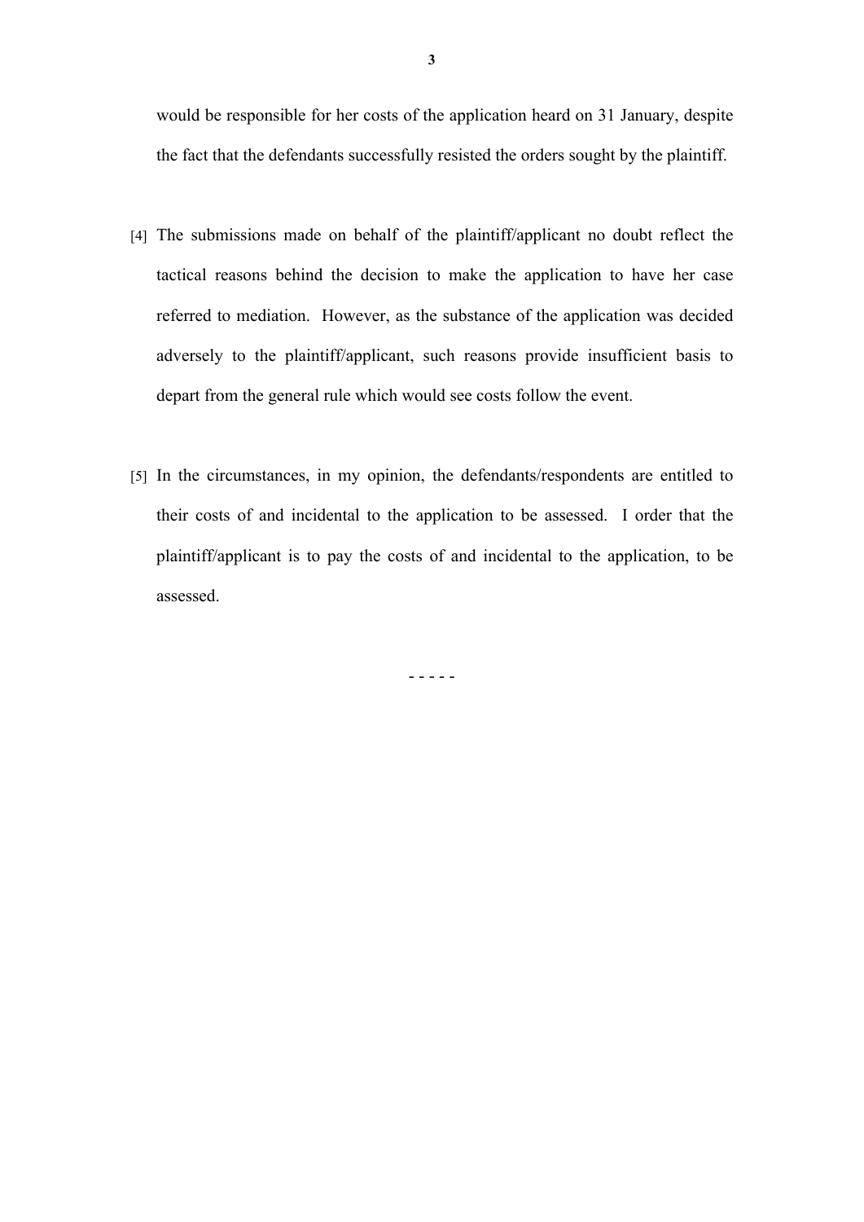would be responsible for her costs of the application heard on 31 January, despite the fact that the defendants successfully resisted the orders sought by the plaintiff.

[4] The submissions made on behalf of the plaintiff/applicant no doubt reflect the tactical reasons behind the decision to make the application to have her case referred to mediation. However, as the substance of the application was decided adversely to the plaintiff/applicant, such reasons provide insufficient basis to depart from the general rule which would see costs follow the event.

[5] In the circumstances, in my opinion, the defendants/respondents are entitled to their costs of and incidental to the application to be assessed. I order that the plaintiff/applicant is to pay the costs of and incidental to the application, to be assessed.

- - - - -